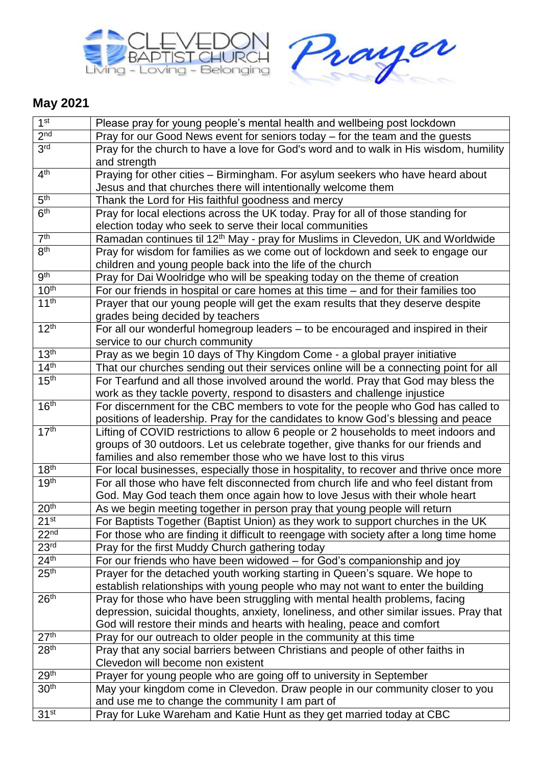# May 2021

| | |
|---|---|
| 1st | Please pray for young people's mental health and wellbeing post lockdown |
| 2nd | Pray for our Good News event for seniors today – for the team and the guests |
| 3rd | Pray for the church to have a love for God's word and to walk in His wisdom, humility and strength |
| 4th | Praying for other cities – Birmingham. For asylum seekers who have heard about Jesus and that churches there will intentionally welcome them |
| 5th | Thank the Lord for His faithful goodness and mercy |
| 6th | Pray for local elections across the UK today. Pray for all of those standing for election today who seek to serve their local communities |
| 7th | Ramadan continues til 12th May - pray for Muslims in Clevedon, UK and Worldwide |
| 8th | Pray for wisdom for families as we come out of lockdown and seek to engage our children and young people back into the life of the church |
| 9th | Pray for Dai Woolridge who will be speaking today on the theme of creation |
| 10th | For our friends in hospital or care homes at this time – and for their families too |
| 11th | Prayer that our young people will get the exam results that they deserve despite grades being decided by teachers |
| 12th | For all our wonderful homegroup leaders – to be encouraged and inspired in their service to our church community |
| 13th | Pray as we begin 10 days of Thy Kingdom Come - a global prayer initiative |
| 14th | That our churches sending out their services online will be a connecting point for all |
| 15th | For Tearfund and all those involved around the world. Pray that God may bless the work as they tackle poverty, respond to disasters and challenge injustice |
| 16th | For discernment for the CBC members to vote for the people who God has called to positions of leadership. Pray for the candidates to know God's blessing and peace |
| 17th | Lifting of COVID restrictions to allow 6 people or 2 households to meet indoors and groups of 30 outdoors. Let us celebrate together, give thanks for our friends and families and also remember those who we have lost to this virus |
| 18th | For local businesses, especially those in hospitality, to recover and thrive once more |
| 19th | For all those who have felt disconnected from church life and who feel distant from God. May God teach them once again how to love Jesus with their whole heart |
| 20th | As we begin meeting together in person pray that young people will return |
| 21st | For Baptists Together (Baptist Union) as they work to support churches in the UK |
| 22nd | For those who are finding it difficult to reengage with society after a long time home |
| 23rd | Pray for the first Muddy Church gathering today |
| 24th | For our friends who have been widowed – for God's companionship and joy |
| 25th | Prayer for the detached youth working starting in Queen's square. We hope to establish relationships with young people who may not want to enter the building |
| 26th | Pray for those who have been struggling with mental health problems, facing depression, suicidal thoughts, anxiety, loneliness, and other similar issues. Pray that God will restore their minds and hearts with healing, peace and comfort |
| 27th | Pray for our outreach to older people in the community at this time |
| 28th | Pray that any social barriers between Christians and people of other faiths in Clevedon will become non existent |
| 29th | Prayer for young people who are going off to university in September |
| 30th | May your kingdom come in Clevedon. Draw people in our community closer to you and use me to change the community I am part of |
| 31st | Pray for Luke Wareham and Katie Hunt as they get married today at CBC |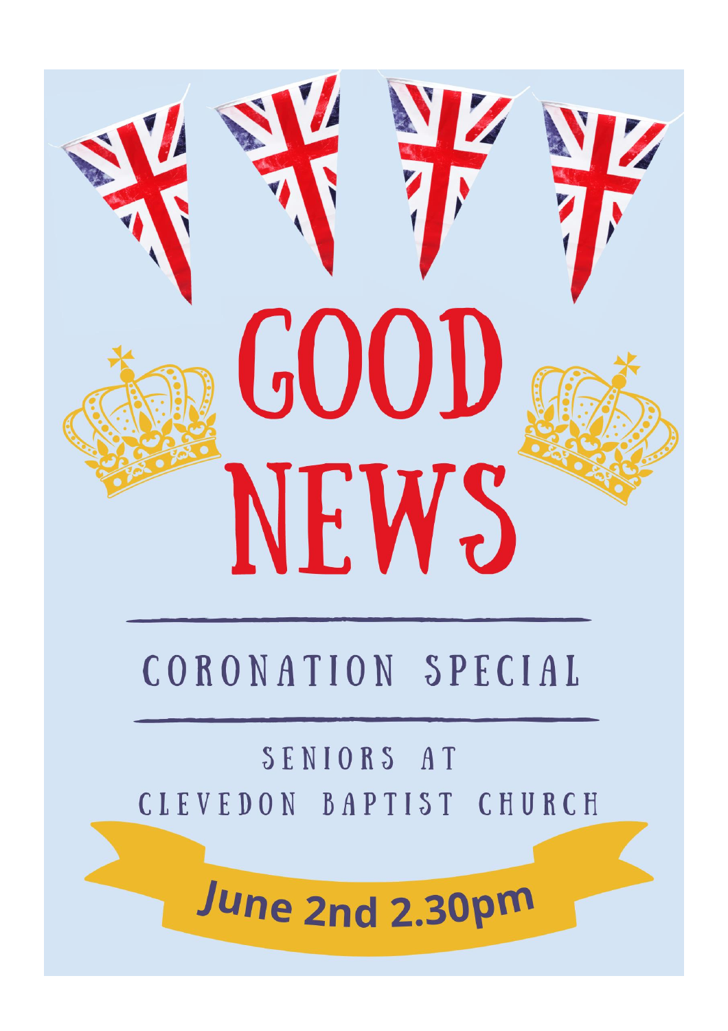# GOOD NEWS

## CORONATION SPECIAL

SENIORS AT
CLEVEDON BAPTIST CHURCH

**June 2nd 2.30pm**